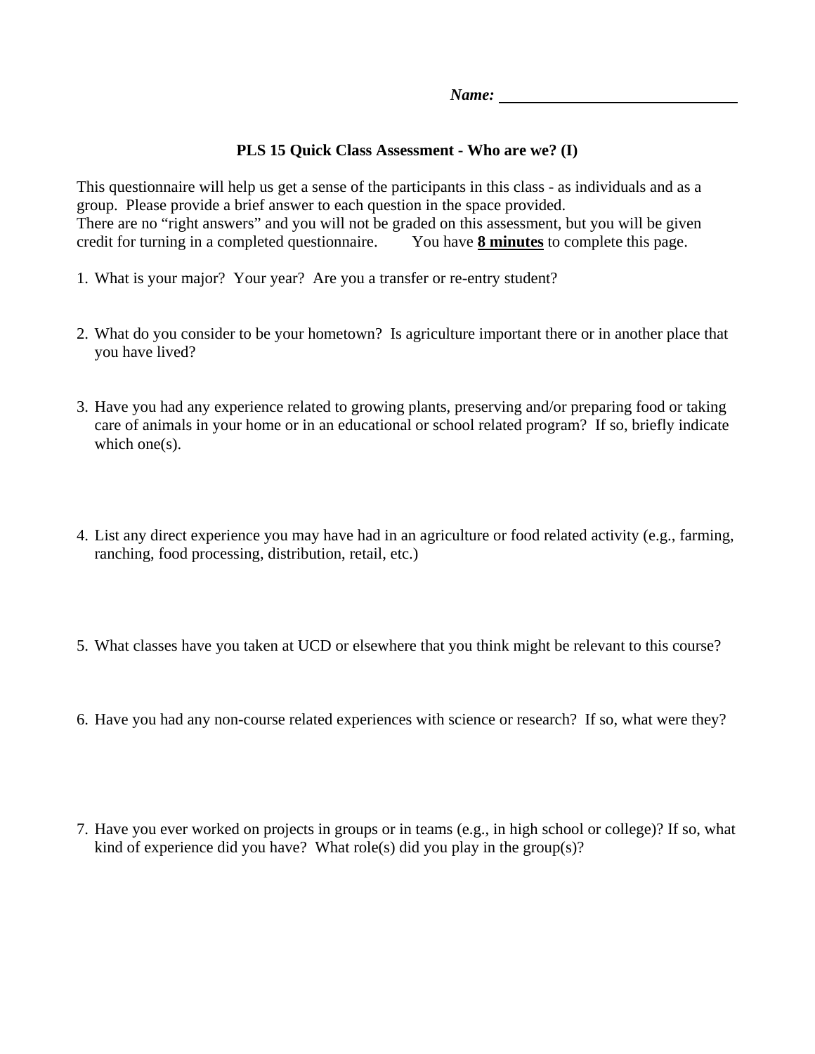***Name:*** ______________________________

**PLS 15 Quick Class Assessment - Who are we? (I)**

This questionnaire will help us get a sense of the participants in this class - as individuals and as a group. Please provide a brief answer to each question in the space provided.
There are no "right answers" and you will not be graded on this assessment, but you will be given credit for turning in a completed questionnaire. You have **8 minutes** to complete this page.

1. What is your major? Your year? Are you a transfer or re-entry student?

2. What do you consider to be your hometown? Is agriculture important there or in another place that you have lived?

3. Have you had any experience related to growing plants, preserving and/or preparing food or taking care of animals in your home or in an educational or school related program? If so, briefly indicate which one(s).

4. List any direct experience you may have had in an agriculture or food related activity (e.g., farming, ranching, food processing, distribution, retail, etc.)

5. What classes have you taken at UCD or elsewhere that you think might be relevant to this course?

6. Have you had any non-course related experiences with science or research? If so, what were they?

7. Have you ever worked on projects in groups or in teams (e.g., in high school or college)? If so, what kind of experience did you have? What role(s) did you play in the group(s)?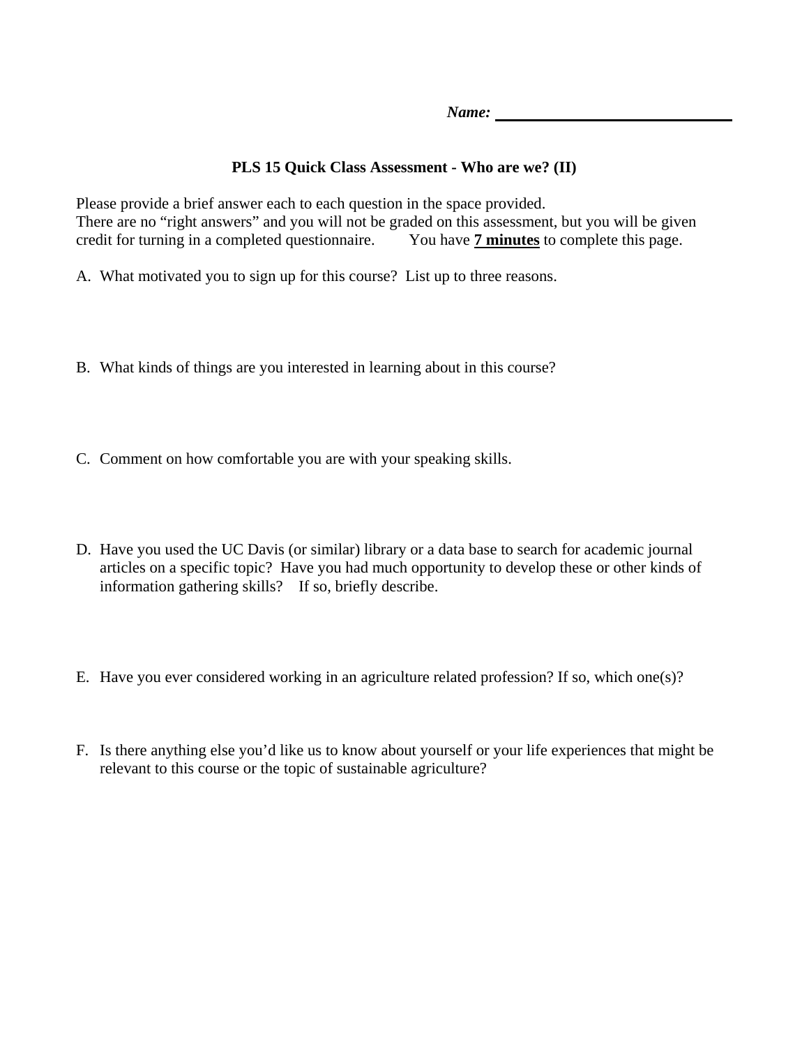***Name:*** _______________________________

**PLS 15 Quick Class Assessment - Who are we? (II)**

Please provide a brief answer each to each question in the space provided.
There are no "right answers" and you will not be graded on this assessment, but you will be given credit for turning in a completed questionnaire. You have **<u>7 minutes</u>** to complete this page.

A. What motivated you to sign up for this course? List up to three reasons.

B. What kinds of things are you interested in learning about in this course?

C. Comment on how comfortable you are with your speaking skills.

D. Have you used the UC Davis (or similar) library or a data base to search for academic journal articles on a specific topic? Have you had much opportunity to develop these or other kinds of information gathering skills? If so, briefly describe.

E. Have you ever considered working in an agriculture related profession? If so, which one(s)?

F. Is there anything else you'd like us to know about yourself or your life experiences that might be relevant to this course or the topic of sustainable agriculture?